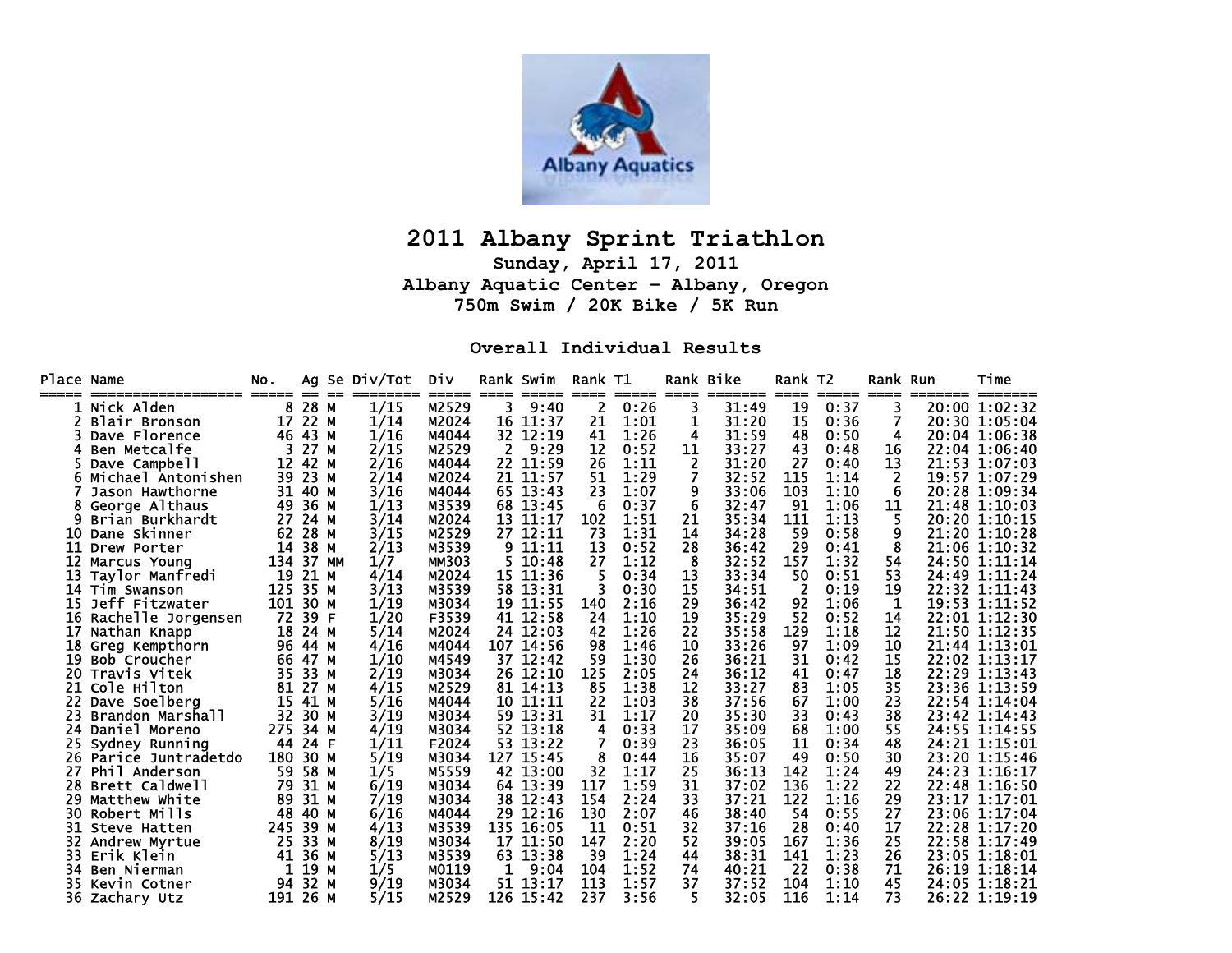# 2011 Albany Sprint Triathlon

**Sunday, April 17, 2011**
**Albany Aquatic Center – Albany, Oregon**
**750m Swim / 20K Bike / 5K Run**

## Overall Individual Results

| Place | Name | No. | Ag | Se | Div/Tot | Div | Rank | Swim | Rank | T1 | Rank | Bike | Rank | T2 | Rank | Run | Time |
|---|---|---|---|---|---|---|---|---|---|---|---|---|---|---|---|---|---|
| 1 | Nick Alden | 8 | 28 | M | 1/15 | M2529 | 3 | 9:40 | 2 | 0:26 | 3 | 31:49 | 19 | 0:37 | 3 | 20:00 | 1:02:32 |
| 2 | Blair Bronson | 17 | 22 | M | 1/14 | M2024 | 16 | 11:37 | 21 | 1:01 | 1 | 31:20 | 15 | 0:36 | 7 | 20:30 | 1:05:04 |
| 3 | Dave Florence | 46 | 43 | M | 1/16 | M4044 | 32 | 12:19 | 41 | 1:26 | 4 | 31:59 | 48 | 0:50 | 4 | 20:04 | 1:06:38 |
| 4 | Ben Metcalfe | 3 | 27 | M | 2/15 | M2529 | 2 | 9:29 | 12 | 0:52 | 11 | 33:27 | 43 | 0:48 | 16 | 22:04 | 1:06:40 |
| 5 | Dave Campbell | 12 | 42 | M | 2/16 | M4044 | 22 | 11:59 | 26 | 1:11 | 2 | 31:20 | 27 | 0:40 | 13 | 21:53 | 1:07:03 |
| 6 | Michael Antonishen | 39 | 23 | M | 2/14 | M2024 | 21 | 11:57 | 51 | 1:29 | 7 | 32:52 | 115 | 1:14 | 2 | 19:57 | 1:07:29 |
| 7 | Jason Hawthorne | 31 | 40 | M | 3/16 | M4044 | 65 | 13:43 | 23 | 1:07 | 9 | 33:06 | 103 | 1:10 | 6 | 20:28 | 1:09:34 |
| 8 | George Althaus | 49 | 36 | M | 1/13 | M3539 | 68 | 13:45 | 6 | 0:37 | 6 | 32:47 | 91 | 1:06 | 11 | 21:48 | 1:10:03 |
| 9 | Brian Burkhardt | 27 | 24 | M | 3/14 | M2024 | 13 | 11:17 | 102 | 1:51 | 21 | 35:34 | 111 | 1:13 | 5 | 20:20 | 1:10:15 |
| 10 | Dane Skinner | 62 | 28 | M | 3/15 | M2529 | 27 | 12:11 | 73 | 1:31 | 14 | 34:28 | 59 | 0:58 | 9 | 21:20 | 1:10:28 |
| 11 | Drew Porter | 14 | 38 | M | 2/13 | M3539 | 9 | 11:11 | 13 | 0:52 | 28 | 36:42 | 29 | 0:41 | 8 | 21:06 | 1:10:32 |
| 12 | Marcus Young | 134 | 37 | MM | 1/7 | MM303 | 5 | 10:48 | 27 | 1:12 | 8 | 32:52 | 157 | 1:32 | 54 | 24:50 | 1:11:14 |
| 13 | Taylor Manfredi | 19 | 21 | M | 4/14 | M2024 | 15 | 11:36 | 5 | 0:34 | 13 | 33:34 | 50 | 0:51 | 53 | 24:49 | 1:11:24 |
| 14 | Tim Swanson | 125 | 35 | M | 3/13 | M3539 | 58 | 13:31 | 3 | 0:30 | 15 | 34:51 | 2 | 0:19 | 19 | 22:32 | 1:11:43 |
| 15 | Jeff Fitzwater | 101 | 30 | M | 1/19 | M3034 | 19 | 11:55 | 140 | 2:16 | 29 | 36:42 | 92 | 1:06 | 1 | 19:53 | 1:11:52 |
| 16 | Rachelle Jorgensen | 72 | 39 | F | 1/20 | F3539 | 41 | 12:58 | 24 | 1:10 | 19 | 35:29 | 52 | 0:52 | 14 | 22:01 | 1:12:30 |
| 17 | Nathan Knapp | 18 | 24 | M | 5/14 | M2024 | 24 | 12:03 | 42 | 1:26 | 22 | 35:58 | 129 | 1:18 | 12 | 21:50 | 1:12:35 |
| 18 | Greg Kempthorn | 96 | 44 | M | 4/16 | M4044 | 107 | 14:56 | 98 | 1:46 | 10 | 33:26 | 97 | 1:09 | 10 | 21:44 | 1:13:01 |
| 19 | Bob Croucher | 66 | 47 | M | 1/10 | M4549 | 37 | 12:42 | 59 | 1:30 | 26 | 36:21 | 31 | 0:42 | 15 | 22:02 | 1:13:17 |
| 20 | Travis Vitek | 35 | 33 | M | 2/19 | M3034 | 26 | 12:10 | 125 | 2:05 | 24 | 36:12 | 41 | 0:47 | 18 | 22:29 | 1:13:43 |
| 21 | Cole Hilton | 81 | 27 | M | 4/15 | M2529 | 81 | 14:13 | 85 | 1:38 | 12 | 33:27 | 83 | 1:05 | 35 | 23:36 | 1:13:59 |
| 22 | Dave Soelberg | 15 | 41 | M | 5/16 | M4044 | 10 | 11:11 | 22 | 1:03 | 38 | 37:56 | 67 | 1:00 | 23 | 22:54 | 1:14:04 |
| 23 | Brandon Marshall | 32 | 30 | M | 3/19 | M3034 | 59 | 13:31 | 31 | 1:17 | 20 | 35:30 | 33 | 0:43 | 38 | 23:42 | 1:14:43 |
| 24 | Daniel Moreno | 275 | 34 | M | 4/19 | M3034 | 52 | 13:18 | 4 | 0:33 | 17 | 35:09 | 68 | 1:00 | 55 | 24:55 | 1:14:55 |
| 25 | Sydney Running | 44 | 24 | F | 1/11 | F2024 | 53 | 13:22 | 7 | 0:39 | 23 | 36:05 | 11 | 0:34 | 48 | 24:21 | 1:15:01 |
| 26 | Parice Juntradetdo | 180 | 30 | M | 5/19 | M3034 | 127 | 15:45 | 8 | 0:44 | 16 | 35:07 | 49 | 0:50 | 30 | 23:20 | 1:15:46 |
| 27 | Phil Anderson | 59 | 58 | M | 1/5 | M5559 | 42 | 13:00 | 32 | 1:17 | 25 | 36:13 | 142 | 1:24 | 49 | 24:23 | 1:16:17 |
| 28 | Brett Caldwell | 79 | 31 | M | 6/19 | M3034 | 64 | 13:39 | 117 | 1:59 | 31 | 37:02 | 136 | 1:22 | 22 | 22:48 | 1:16:50 |
| 29 | Matthew White | 89 | 31 | M | 7/19 | M3034 | 38 | 12:43 | 154 | 2:24 | 33 | 37:21 | 122 | 1:16 | 29 | 23:17 | 1:17:01 |
| 30 | Robert Mills | 48 | 40 | M | 6/16 | M4044 | 29 | 12:16 | 130 | 2:07 | 46 | 38:40 | 54 | 0:55 | 27 | 23:06 | 1:17:04 |
| 31 | Steve Hatten | 245 | 39 | M | 4/13 | M3539 | 135 | 16:05 | 11 | 0:51 | 32 | 37:16 | 28 | 0:40 | 17 | 22:28 | 1:17:20 |
| 32 | Andrew Myrtue | 25 | 33 | M | 8/19 | M3034 | 17 | 11:50 | 147 | 2:20 | 52 | 39:05 | 167 | 1:36 | 25 | 22:58 | 1:17:49 |
| 33 | Erik Klein | 41 | 36 | M | 5/13 | M3539 | 63 | 13:38 | 39 | 1:24 | 44 | 38:31 | 141 | 1:23 | 26 | 23:05 | 1:18:01 |
| 34 | Ben Nierman | 1 | 19 | M | 1/5 | M0119 | 1 | 9:04 | 104 | 1:52 | 74 | 40:21 | 22 | 0:38 | 71 | 26:19 | 1:18:14 |
| 35 | Kevin Cotner | 94 | 32 | M | 9/19 | M3034 | 51 | 13:17 | 113 | 1:57 | 37 | 37:52 | 104 | 1:10 | 45 | 24:05 | 1:18:21 |
| 36 | Zachary Utz | 191 | 26 | M | 5/15 | M2529 | 126 | 15:42 | 237 | 3:56 | 5 | 32:05 | 116 | 1:14 | 73 | 26:22 | 1:19:19 |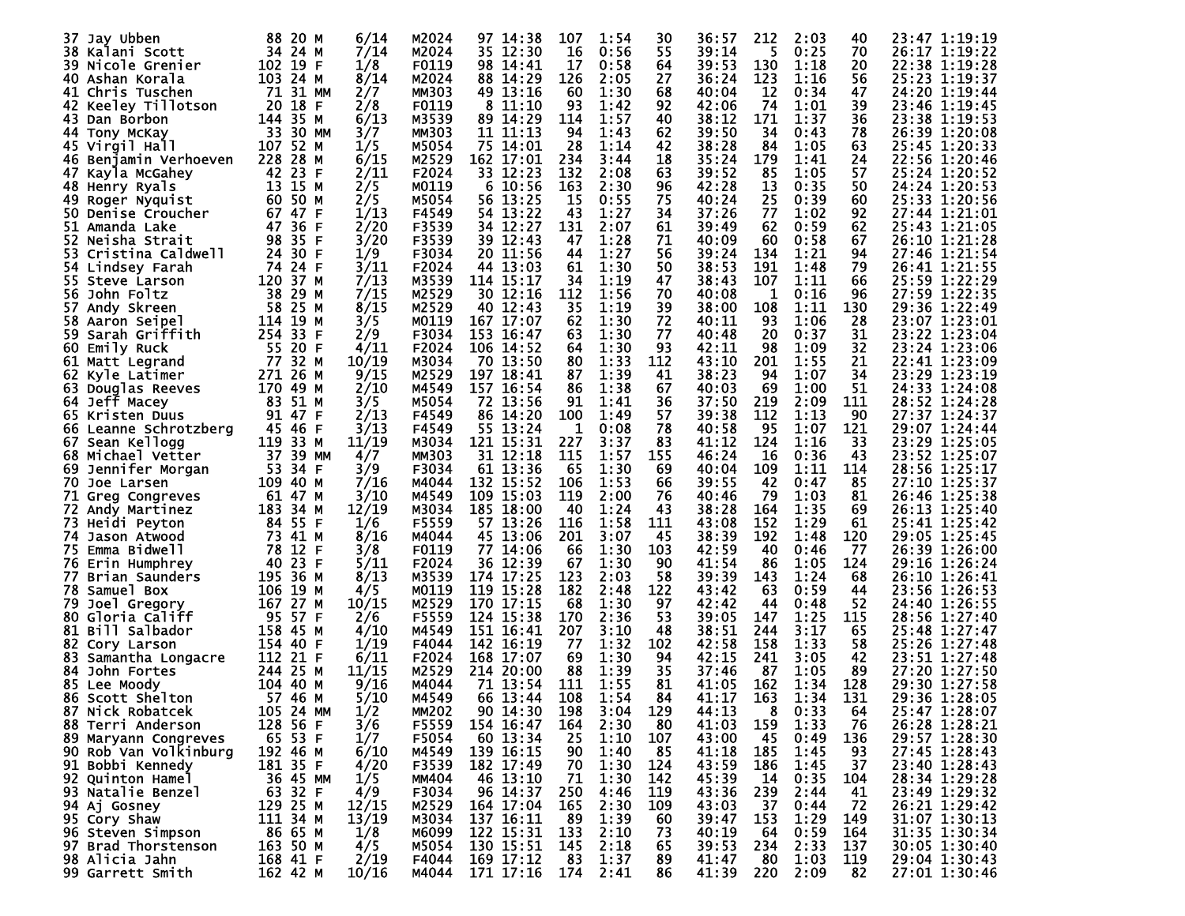| | | | | | | | | | | | | | | | | | | |
|---|---|---|---|---|---|---|---|---|---|---|---|---|---|---|---|---|---|---|
| 37 | Jay Ubben | 88 | 20 | M | 6/14 | M2024 | 97 | 14:38 | 107 | 1:54 | 30 | 36:57 | 212 | 2:03 | 40 | 23:47 | 1:19:19 |
| 38 | Kalani Scott | 34 | 24 | M | 7/14 | M2024 | 35 | 12:30 | 16 | 0:56 | 55 | 39:14 | 5 | 0:25 | 70 | 26:17 | 1:19:22 |
| 39 | Nicole Grenier | 102 | 19 | F | 1/8 | F0119 | 98 | 14:41 | 17 | 0:58 | 64 | 39:53 | 130 | 1:18 | 20 | 22:38 | 1:19:28 |
| 40 | Ashan Korala | 103 | 24 | M | 8/14 | M2024 | 88 | 14:29 | 126 | 2:05 | 27 | 36:24 | 123 | 1:16 | 56 | 25:23 | 1:19:37 |
| 41 | Chris Tuschen | 71 | 31 | MM | 2/7 | MM303 | 49 | 13:16 | 60 | 1:30 | 68 | 40:04 | 12 | 0:34 | 47 | 24:20 | 1:19:44 |
| 42 | Keeley Tillotson | 20 | 18 | F | 2/8 | F0119 | 8 | 11:10 | 93 | 1:42 | 92 | 42:06 | 74 | 1:01 | 39 | 23:46 | 1:19:45 |
| 43 | Dan Borbon | 144 | 35 | M | 6/13 | M3539 | 89 | 14:29 | 114 | 1:57 | 40 | 38:12 | 171 | 1:37 | 36 | 23:38 | 1:19:53 |
| 44 | Tony McKay | 33 | 30 | MM | 3/7 | MM303 | 11 | 11:13 | 94 | 1:43 | 62 | 39:50 | 34 | 0:43 | 78 | 26:39 | 1:20:08 |
| 45 | Virgil Hall | 107 | 52 | M | 1/5 | M5054 | 75 | 14:01 | 28 | 1:14 | 42 | 38:28 | 84 | 1:05 | 63 | 25:45 | 1:20:33 |
| 46 | Benjamin Verhoeven | 228 | 28 | M | 6/15 | M2529 | 162 | 17:01 | 234 | 3:44 | 18 | 35:24 | 179 | 1:41 | 24 | 22:56 | 1:20:46 |
| 47 | Kayla McGahey | 42 | 23 | F | 2/11 | F2024 | 33 | 12:23 | 132 | 2:08 | 63 | 39:52 | 85 | 1:05 | 57 | 25:24 | 1:20:52 |
| 48 | Henry Ryals | 13 | 15 | M | 2/5 | M0119 | 6 | 10:56 | 163 | 2:30 | 96 | 42:28 | 13 | 0:35 | 50 | 24:24 | 1:20:53 |
| 49 | Roger Nyquist | 60 | 50 | M | 2/5 | M5054 | 56 | 13:25 | 15 | 0:55 | 75 | 40:24 | 25 | 0:39 | 60 | 25:33 | 1:20:56 |
| 50 | Denise Croucher | 67 | 47 | F | 1/13 | F4549 | 54 | 13:22 | 43 | 1:27 | 34 | 37:26 | 77 | 1:02 | 92 | 27:44 | 1:21:01 |
| 51 | Amanda Lake | 47 | 36 | F | 2/20 | F3539 | 34 | 12:27 | 131 | 2:07 | 61 | 39:49 | 62 | 0:59 | 62 | 25:43 | 1:21:05 |
| 52 | Neisha Strait | 98 | 35 | F | 3/20 | F3539 | 39 | 12:43 | 47 | 1:28 | 71 | 40:09 | 60 | 0:58 | 67 | 26:10 | 1:21:28 |
| 53 | Cristina Caldwell | 24 | 30 | F | 1/9 | F3034 | 20 | 11:56 | 44 | 1:27 | 56 | 39:24 | 134 | 1:21 | 94 | 27:46 | 1:21:54 |
| 54 | Lindsey Farah | 74 | 24 | F | 3/11 | F2024 | 44 | 13:03 | 61 | 1:30 | 50 | 38:53 | 191 | 1:48 | 79 | 26:41 | 1:21:55 |
| 55 | Steve Larson | 120 | 37 | M | 7/13 | M3539 | 114 | 15:17 | 34 | 1:19 | 47 | 38:43 | 107 | 1:11 | 66 | 25:59 | 1:22:29 |
| 56 | John Foltz | 38 | 29 | M | 7/15 | M2529 | 30 | 12:16 | 112 | 1:56 | 70 | 40:08 | 1 | 0:16 | 96 | 27:59 | 1:22:35 |
| 57 | Andy Skreen | 58 | 25 | M | 8/15 | M2529 | 40 | 12:43 | 35 | 1:19 | 39 | 38:00 | 108 | 1:11 | 130 | 29:36 | 1:22:49 |
| 58 | Aaron Seipel | 114 | 19 | M | 3/5 | M0119 | 167 | 17:07 | 62 | 1:30 | 72 | 40:11 | 93 | 1:06 | 28 | 23:07 | 1:23:01 |
| 59 | Sarah Griffith | 254 | 33 | F | 2/9 | F3034 | 153 | 16:47 | 63 | 1:30 | 77 | 40:48 | 20 | 0:37 | 31 | 23:22 | 1:23:04 |
| 60 | Emily Ruck | 55 | 20 | F | 4/11 | F2024 | 106 | 14:52 | 64 | 1:30 | 93 | 42:11 | 98 | 1:09 | 32 | 23:24 | 1:23:06 |
| 61 | Matt Legrand | 77 | 32 | M | 10/19 | M3034 | 70 | 13:50 | 80 | 1:33 | 112 | 43:10 | 201 | 1:55 | 21 | 22:41 | 1:23:09 |
| 62 | Kyle Latimer | 271 | 26 | M | 9/15 | M2529 | 197 | 18:41 | 87 | 1:39 | 41 | 38:23 | 94 | 1:07 | 34 | 23:29 | 1:23:19 |
| 63 | Douglas Reeves | 170 | 49 | M | 2/10 | M4549 | 157 | 16:54 | 86 | 1:38 | 67 | 40:03 | 69 | 1:00 | 51 | 24:33 | 1:24:08 |
| 64 | Jeff Macey | 83 | 51 | M | 3/5 | M5054 | 72 | 13:56 | 91 | 1:41 | 36 | 37:50 | 219 | 2:09 | 111 | 28:52 | 1:24:28 |
| 65 | Kristen Duus | 91 | 47 | F | 2/13 | F4549 | 86 | 14:20 | 100 | 1:49 | 57 | 39:38 | 112 | 1:13 | 90 | 27:37 | 1:24:37 |
| 66 | Leanne Schrotzberg | 45 | 46 | F | 3/13 | F4549 | 55 | 13:24 | 1 | 0:08 | 78 | 40:58 | 95 | 1:07 | 121 | 29:07 | 1:24:44 |
| 67 | Sean Kellogg | 119 | 33 | M | 11/19 | M3034 | 121 | 15:31 | 227 | 3:37 | 83 | 41:12 | 124 | 1:16 | 33 | 23:29 | 1:25:05 |
| 68 | Michael Vetter | 37 | 39 | MM | 4/7 | MM303 | 31 | 12:18 | 115 | 1:57 | 155 | 46:24 | 16 | 0:36 | 43 | 23:52 | 1:25:07 |
| 69 | Jennifer Morgan | 53 | 34 | F | 3/9 | F3034 | 61 | 13:36 | 65 | 1:30 | 69 | 40:04 | 109 | 1:11 | 114 | 28:56 | 1:25:17 |
| 70 | Joe Larsen | 109 | 40 | M | 7/16 | M4044 | 132 | 15:52 | 106 | 1:53 | 66 | 39:55 | 42 | 0:47 | 85 | 27:10 | 1:25:37 |
| 71 | Greg Congreves | 61 | 47 | M | 3/10 | M4549 | 109 | 15:03 | 119 | 2:00 | 76 | 40:46 | 79 | 1:03 | 81 | 26:46 | 1:25:38 |
| 72 | Andy Martinez | 183 | 34 | M | 12/19 | M3034 | 185 | 18:00 | 40 | 1:24 | 43 | 38:28 | 164 | 1:35 | 69 | 26:13 | 1:25:40 |
| 73 | Heidi Peyton | 84 | 55 | F | 1/6 | F5559 | 57 | 13:26 | 116 | 1:58 | 111 | 43:08 | 152 | 1:29 | 61 | 25:41 | 1:25:42 |
| 74 | Jason Atwood | 73 | 41 | M | 8/16 | M4044 | 45 | 13:06 | 201 | 3:07 | 45 | 38:39 | 192 | 1:48 | 120 | 29:05 | 1:25:45 |
| 75 | Emma Bidwell | 78 | 12 | F | 3/8 | F0119 | 77 | 14:06 | 66 | 1:30 | 103 | 42:59 | 40 | 0:46 | 77 | 26:39 | 1:26:00 |
| 76 | Erin Humphrey | 40 | 23 | F | 5/11 | F2024 | 36 | 12:39 | 67 | 1:30 | 90 | 41:54 | 86 | 1:05 | 124 | 29:16 | 1:26:24 |
| 77 | Brian Saunders | 195 | 36 | M | 8/13 | M3539 | 174 | 17:25 | 123 | 2:03 | 58 | 39:39 | 143 | 1:24 | 68 | 26:10 | 1:26:41 |
| 78 | Samuel Box | 106 | 19 | M | 4/5 | M0119 | 119 | 15:28 | 182 | 2:48 | 122 | 43:42 | 63 | 0:59 | 44 | 23:56 | 1:26:53 |
| 79 | Joel Gregory | 167 | 27 | M | 10/15 | M2529 | 170 | 17:15 | 68 | 1:30 | 97 | 42:42 | 44 | 0:48 | 52 | 24:40 | 1:26:55 |
| 80 | Gloria Califf | 95 | 57 | F | 2/6 | F5559 | 124 | 15:38 | 170 | 2:36 | 53 | 39:05 | 147 | 1:25 | 115 | 28:56 | 1:27:40 |
| 81 | Bill Salbador | 158 | 45 | M | 4/10 | M4549 | 151 | 16:41 | 207 | 3:10 | 48 | 38:51 | 244 | 3:17 | 65 | 25:48 | 1:27:47 |
| 82 | Cory Larson | 154 | 40 | F | 1/19 | F4044 | 142 | 16:19 | 77 | 1:32 | 102 | 42:58 | 158 | 1:33 | 58 | 25:26 | 1:27:48 |
| 83 | Samantha Longacre | 112 | 21 | F | 6/11 | F2024 | 168 | 17:07 | 69 | 1:30 | 94 | 42:15 | 241 | 3:05 | 42 | 23:51 | 1:27:48 |
| 84 | John Fortes | 244 | 25 | M | 11/15 | M2529 | 214 | 20:00 | 88 | 1:39 | 35 | 37:46 | 87 | 1:05 | 89 | 27:20 | 1:27:50 |
| 85 | Lee Moody | 104 | 40 | M | 9/16 | M4044 | 71 | 13:54 | 111 | 1:55 | 81 | 41:05 | 162 | 1:34 | 128 | 29:30 | 1:27:58 |
| 86 | Scott Shelton | 57 | 46 | M | 5/10 | M4549 | 66 | 13:44 | 108 | 1:54 | 84 | 41:17 | 163 | 1:34 | 131 | 29:36 | 1:28:05 |
| 87 | Nick Robatcek | 105 | 24 | MM | 1/2 | MM202 | 90 | 14:30 | 198 | 3:04 | 129 | 44:13 | 8 | 0:33 | 64 | 25:47 | 1:28:07 |
| 88 | Terri Anderson | 128 | 56 | F | 3/6 | F5559 | 154 | 16:47 | 164 | 2:30 | 80 | 41:03 | 159 | 1:33 | 76 | 26:28 | 1:28:21 |
| 89 | Maryann Congreves | 65 | 53 | F | 1/7 | F5054 | 60 | 13:34 | 25 | 1:10 | 107 | 43:00 | 45 | 0:49 | 136 | 29:57 | 1:28:30 |
| 90 | Rob Van Volkinburg | 192 | 46 | M | 6/10 | M4549 | 139 | 16:15 | 90 | 1:40 | 85 | 41:18 | 185 | 1:45 | 93 | 27:45 | 1:28:43 |
| 91 | Bobbi Kennedy | 181 | 35 | F | 4/20 | F3539 | 182 | 17:49 | 70 | 1:30 | 124 | 43:59 | 186 | 1:45 | 37 | 23:40 | 1:28:43 |
| 92 | Quinton Hamel | 36 | 45 | MM | 1/5 | MM404 | 46 | 13:10 | 71 | 1:30 | 142 | 45:39 | 14 | 0:35 | 104 | 28:34 | 1:29:28 |
| 93 | Natalie Benzel | 63 | 32 | F | 4/9 | F3034 | 96 | 14:37 | 250 | 4:46 | 119 | 43:36 | 239 | 2:44 | 41 | 23:49 | 1:29:32 |
| 94 | Aj Gosney | 129 | 25 | M | 12/15 | M2529 | 164 | 17:04 | 165 | 2:30 | 109 | 43:03 | 37 | 0:44 | 72 | 26:21 | 1:29:42 |
| 95 | Cory Shaw | 111 | 34 | M | 13/19 | M3034 | 137 | 16:11 | 89 | 1:39 | 60 | 39:47 | 153 | 1:29 | 149 | 31:07 | 1:30:13 |
| 96 | Steven Simpson | 86 | 65 | M | 1/8 | M6099 | 122 | 15:31 | 133 | 2:10 | 73 | 40:19 | 64 | 0:59 | 164 | 31:35 | 1:30:34 |
| 97 | Brad Thorstenson | 163 | 50 | M | 4/5 | M5054 | 130 | 15:51 | 145 | 2:18 | 65 | 39:53 | 234 | 2:33 | 137 | 30:05 | 1:30:40 |
| 98 | Alicia Jahn | 168 | 41 | F | 2/19 | F4044 | 169 | 17:12 | 83 | 1:37 | 89 | 41:47 | 80 | 1:03 | 119 | 29:04 | 1:30:43 |
| 99 | Garrett Smith | 162 | 42 | M | 10/16 | M4044 | 171 | 17:16 | 174 | 2:41 | 86 | 41:39 | 220 | 2:09 | 82 | 27:01 | 1:30:46 |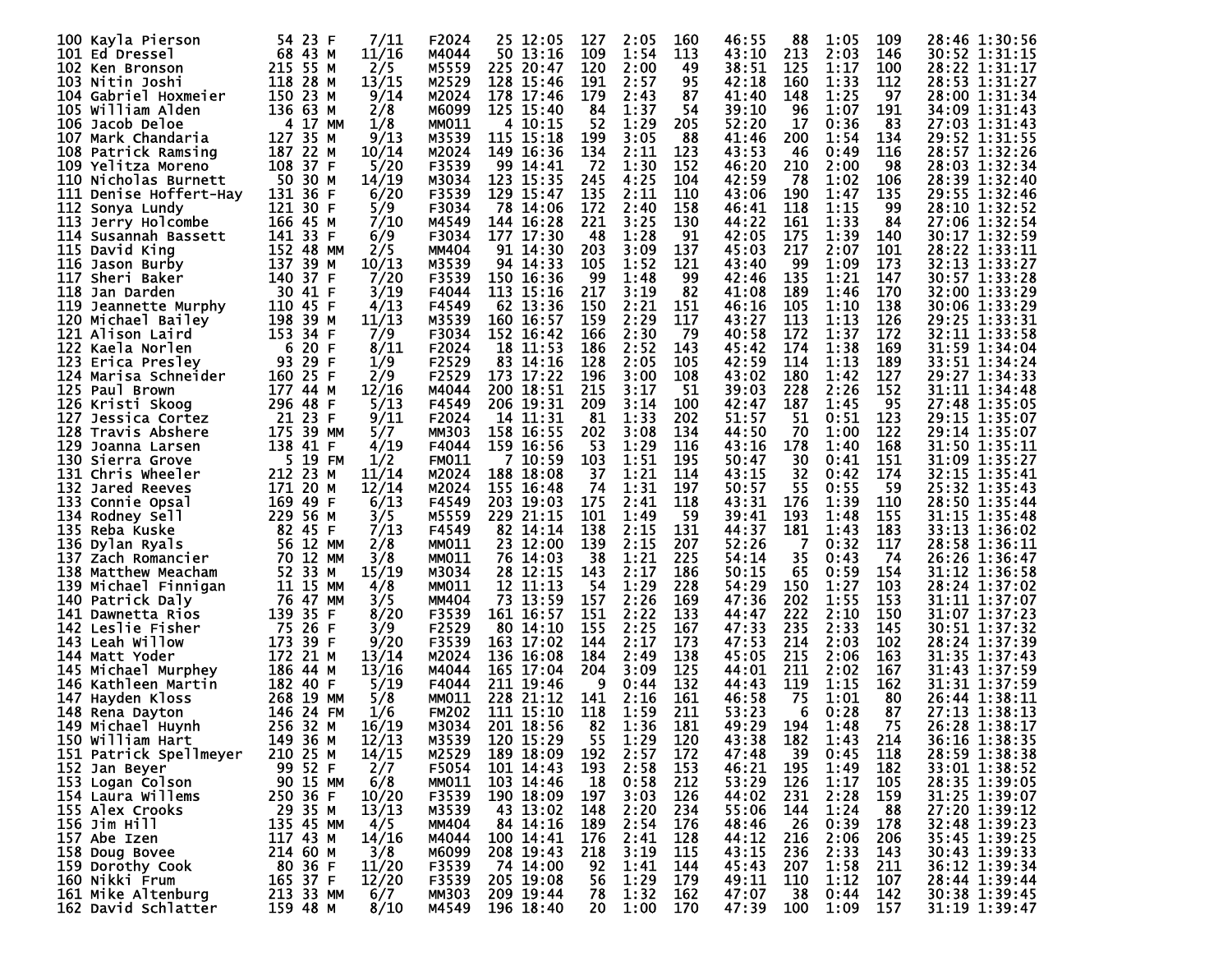```
100 Kayla Pierson          54 23 F     7/11    F2024    25 12:05  127  2:05  160   46:55   88  1:05  109    28:46 1:30:56
101 Ed Dressel             68 43 M    11/16    M4044    50 13:16  109  1:54  113   43:10  213  2:03  146    30:52 1:31:15
102 Ken Bronson           215 55 M     2/5     M5559   225 20:47  120  2:00   49   38:51  125  1:17  100    28:22 1:31:17
103 Nitin Joshi           118 28 M    13/15    M2529   128 15:46  191  2:57   95   42:18  160  1:33  112    28:53 1:31:27
104 Gabriel Hoxmeier      150 23 M     9/14    M2024   178 17:46  179  2:43   87   41:40  148  1:25   97    28:00 1:31:34
105 William Alden         136 63 M     2/8     M6099   125 15:40   84  1:37   54   39:10   96  1:07  191    34:09 1:31:43
106 Jacob Deloe             4 17 MM    1/8     MM011     4 10:15   52  1:29  205   52:20   17  0:36   83    27:03 1:31:43
107 Mark Chandaria        127 35 M     9/13    M3539   115 15:18  199  3:05   88   41:46  200  1:54  134    29:52 1:31:55
108 Patrick Ramsing       187 22 M    10/14    M2024   149 16:36  134  2:11  123   43:53   46  0:49  116    28:57 1:32:26
109 Yelitza Moreno        108 37 F     5/20    F3539    99 14:41   72  1:30  152   46:20  210  2:00   98    28:03 1:32:34
110 Nicholas Burnett       50 30 M    14/19    M3034   123 15:35  245  4:25  104   42:59   78  1:02  106    28:39 1:32:40
111 Denise Hoffert-Hay    131 36 F     6/20    F3539   129 15:47  135  2:11  110   43:06  190  1:47  135    29:55 1:32:46
112 Sonya Lundy           121 30 F     5/9     F3034    78 14:06  172  2:40  158   46:41  118  1:15   99    28:10 1:32:52
113 Jerry Holcombe        166 45 M     7/10    M4549   144 16:28  221  3:25  130   44:22  161  1:33   84    27:06 1:32:54
114 Susannah Bassett      141 33 F     6/9     F3034   177 17:30   48  1:28   91   42:05  175  1:39  140    30:17 1:32:59
115 David King            152 48 MM    2/5     MM404    91 14:30  203  3:09  137   45:03  217  2:07  101    28:22 1:33:11
116 Jason Burby           137 39 M    10/13    M3539    94 14:33  105  1:52  121   43:40   99  1:09  173    32:13 1:33:27
117 Sheri Baker           140 37 F     7/20    F3539   150 16:36   99  1:48   99   42:46  135  1:21  147    30:57 1:33:28
118 Jan Darden             30 41 F     3/19    F4044   113 15:16  217  3:19   82   41:08  189  1:46  170    32:00 1:33:29
119 Jeannette Murphy      110 45 F     4/13    F4549    62 13:36  150  2:21  151   46:16  105  1:10  138    30:06 1:33:29
120 Michael Bailey        198 39 M    11/13    M3539   160 16:57  159  2:29  117   43:27  113  1:13  126    29:25 1:33:31
121 Alison Laird          153 34 F     7/9     F3034   152 16:42  166  2:30   79   40:58  172  1:37  172    32:11 1:33:58
122 Kaela Norlen            6 20 F     8/11    F2024    18 11:53  186  2:52  143   45:42  174  1:38  169    31:59 1:34:04
123 Erica Presley          93 29 F     1/9     F2529    83 14:16  128  2:05  105   42:59  114  1:13  189    33:51 1:34:24
124 Marisa Schneider      160 25 F     2/9     F2529   173 17:22  196  3:00  108   43:02  180  1:42  127    29:27 1:34:33
125 Paul Brown            177 44 M    12/16    M4044   200 18:51  215  3:17   51   39:03  228  2:26  152    31:11 1:34:48
126 Kristi Skoog          296 48 F     5/13    F4549   206 19:31  209  3:14  100   42:47  187  1:45   95    27:48 1:35:05
127 Jessica Cortez         21 23 F     9/11    F2024    14 11:31   81  1:33  202   51:57   51  0:51  123    29:15 1:35:07
128 Travis Abshere        175 39 MM    5/7     MM303   158 16:55  202  3:08  134   44:50   70  1:00  122    29:14 1:35:07
129 Joanna Larsen         138 41 F     4/19    F4044   159 16:56   53  1:29  116   43:16  178  1:40  168    31:50 1:35:11
130 Sierra Grove            5 19 FM    1/2     FM011     7 10:59  103  1:51  195   50:47   30  0:41  151    31:09 1:35:27
131 Chris Wheeler         212 23 M    11/14    M2024   188 18:08   37  1:21  114   43:15   32  0:42  174    32:15 1:35:41
132 Jared Reeves          171 20 M    12/14    M2024   155 16:48   74  1:31  197   50:57   55  0:55   59    25:32 1:35:43
133 Connie Opsal          169 49 F     6/13    F4549   203 19:03  175  2:41  118   43:31  176  1:39  110    28:50 1:35:44
134 Rodney Sell           229 56 M     3/5     M5559   229 21:15  101  1:49   59   39:41  193  1:48  155    31:15 1:35:48
135 Reba Kuske             82 45 F     7/13    F4549    82 14:14  138  2:15  131   44:37  181  1:43  183    33:13 1:36:02
136 Dylan Ryals            56 12 MM    2/8     MM011    23 12:00  139  2:15  207   52:26    7  0:32  117    28:58 1:36:11
137 Zach Romancier         70 12 MM    3/8     MM011    76 14:03   38  1:21  225   54:14   35  0:43   74    26:26 1:36:47
138 Matthew Meacham        52 33 M    15/19    M3034    28 12:15  143  2:17  186   50:15   65  0:59  154    31:12 1:36:58
139 Michael Finnigan       11 15 MM    4/8     MM011    12 11:13   54  1:29  228   54:29  150  1:27  103    28:24 1:37:02
140 Patrick Daly           76 47 MM    3/5     MM404    73 13:59  157  2:26  169   47:36  202  1:55  153    31:11 1:37:07
141 Dawnetta Rios         139 35 F     8/20    F3539   161 16:57  151  2:22  133   44:47  222  2:10  150    31:07 1:37:23
142 Leslie Fisher          75 26 F     3/9     F2529    80 14:10  155  2:25  167   47:33  235  2:33  145    30:51 1:37:32
143 Leah Willow           173 39 F     9/20    F3539   163 17:02  144  2:17  173   47:53  214  2:03  102    28:24 1:37:39
144 Matt Yoder            172 21 M    13/14    M2024   136 16:08  184  2:49  138   45:05  215  2:06  163    31:35 1:37:43
145 Michael Murphey       186 44 M    13/16    M4044   165 17:04  204  3:09  125   44:01  211  2:02  167    31:43 1:37:59
146 Kathleen Martin       182 40 F     5/19    F4044   211 19:46    9  0:44  132   44:43  119  1:15  162    31:31 1:37:59
147 Hayden Kloss          268 19 MM    5/8     MM011   228 21:12  141  2:16  161   46:58   75  1:01   80    26:44 1:38:11
148 Rena Dayton           146 24 FM    1/6     FM202   111 15:10  118  1:59  211   53:23    6  0:28   87    27:13 1:38:13
149 Michael Huynh         256 32 M    16/19    M3034   201 18:56   82  1:36  181   49:29  194  1:48   75    26:28 1:38:17
150 William Hart          149 36 M    12/13    M3539   120 15:29   55  1:29  120   43:38  182  1:43  214    36:16 1:38:35
151 Patrick Spellmeyer    210 25 M    14/15    M2529   189 18:09  192  2:57  172   47:48   39  0:45  118    28:59 1:38:38
152 Jan Beyer              99 52 F     2/7     F5054   101 14:43  193  2:58  153   46:21  195  1:49  182    33:01 1:38:52
153 Logan Colson           90 15 MM    6/8     MM011   103 14:46   18  0:58  212   53:29  126  1:17  105    28:35 1:39:05
154 Laura Willems         250 36 F    10/20    F3539   190 18:09  197  3:03  126   44:02  231  2:28  159    31:25 1:39:07
155 Alex Crooks            29 35 M    13/13    M3539    43 13:02  148  2:20  234   55:06  144  1:24   88    27:20 1:39:12
156 Jim Hill              135 45 MM    4/5     MM404    84 14:16  189  2:54  176   48:46   26  0:39  178    32:48 1:39:23
157 Abe Izen              117 43 M    14/16    M4044   100 14:41  176  2:41  128   44:12  216  2:06  206    35:45 1:39:25
158 Doug Bovee            214 60 M     3/8     M6099   208 19:43  218  3:19  115   43:15  236  2:33  143    30:43 1:39:33
159 Dorothy Cook           80 36 F    11/20    F3539    74 14:00   92  1:41  144   45:43  207  1:58  211    36:12 1:39:34
160 Nikki Frum            165 37 F    12/20    F3539   205 19:08   56  1:29  179   49:11  110  1:12  107    28:44 1:39:44
161 Mike Altenburg        213 33 MM    6/7     MM303   209 19:44   78  1:32  162   47:07   38  0:44  142    30:38 1:39:45
162 David Schlatter       159 48 M     8/10    M4549   196 18:40   20  1:00  170   47:39  100  1:09  157    31:19 1:39:47
```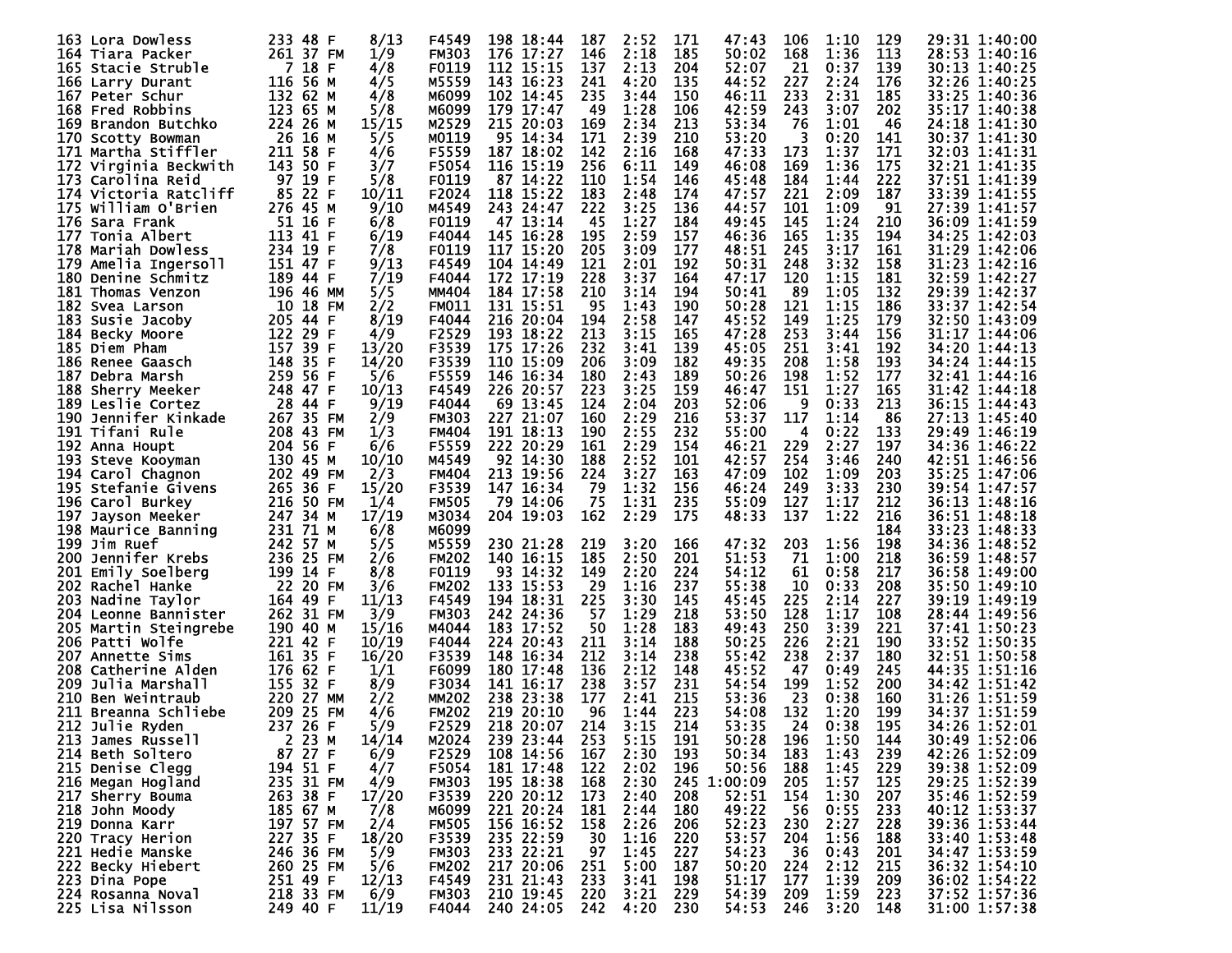| Place | Name | Bib | Age | Sex | Div Place | Division | Swim Rank | Swim Time | T1 Rank | T1 Time | Bike Rank | Bike Time | T2 Rank | T2 Time | Run Rank | Run Time | Total |
|---|---|---|---|---|---|---|---|---|---|---|---|---|---|---|---|---|---|
| 163 | Lora Dowless | 233 | 48 | F | 8/13 | F4549 | 198 | 18:44 | 187 | 2:52 | 171 | 47:43 | 106 | 1:10 | 129 | 29:31 | 1:40:00 |
| 164 | Tiara Packer | 261 | 37 | FM | 1/9 | FM303 | 176 | 17:27 | 146 | 2:18 | 185 | 50:02 | 168 | 1:36 | 113 | 28:53 | 1:40:16 |
| 165 | Stacie Struble | 7 | 18 | F | 4/8 | F0119 | 112 | 15:15 | 137 | 2:13 | 204 | 52:07 | 21 | 0:37 | 139 | 30:13 | 1:40:25 |
| 166 | Larry Durant | 116 | 56 | M | 4/5 | M5559 | 143 | 16:23 | 241 | 4:20 | 135 | 44:52 | 227 | 2:24 | 176 | 32:26 | 1:40:25 |
| 167 | Peter Schur | 132 | 62 | M | 4/8 | M6099 | 102 | 14:45 | 235 | 3:44 | 150 | 46:11 | 233 | 2:31 | 185 | 33:25 | 1:40:36 |
| 168 | Fred Robbins | 123 | 65 | M | 5/8 | M6099 | 179 | 17:47 | 49 | 1:28 | 106 | 42:59 | 243 | 3:07 | 202 | 35:17 | 1:40:38 |
| 169 | Brandon Butchko | 224 | 26 | M | 15/15 | M2529 | 215 | 20:03 | 169 | 2:34 | 213 | 53:34 | 76 | 1:01 | 46 | 24:18 | 1:41:30 |
| 170 | Scotty Bowman | 26 | 16 | M | 5/5 | M0119 | 95 | 14:34 | 171 | 2:39 | 210 | 53:20 | 3 | 0:20 | 141 | 30:37 | 1:41:30 |
| 171 | Martha Stiffler | 211 | 58 | F | 4/6 | F5559 | 187 | 18:02 | 142 | 2:16 | 168 | 47:33 | 173 | 1:37 | 171 | 32:03 | 1:41:31 |
| 172 | Virginia Beckwith | 143 | 50 | F | 3/7 | F5054 | 116 | 15:19 | 256 | 6:11 | 149 | 46:08 | 169 | 1:36 | 175 | 32:21 | 1:41:35 |
| 173 | Carolina Reid | 97 | 19 | F | 5/8 | F0119 | 87 | 14:22 | 110 | 1:54 | 146 | 45:48 | 184 | 1:44 | 222 | 37:51 | 1:41:39 |
| 174 | Victoria Ratcliff | 85 | 22 | F | 10/11 | F2024 | 118 | 15:22 | 183 | 2:48 | 174 | 47:57 | 221 | 2:09 | 187 | 33:39 | 1:41:55 |
| 175 | William O'Brien | 276 | 45 | M | 9/10 | M4549 | 243 | 24:47 | 222 | 3:25 | 136 | 44:57 | 101 | 1:09 | 91 | 27:39 | 1:41:57 |
| 176 | Sara Frank | 51 | 16 | F | 6/8 | F0119 | 47 | 13:14 | 45 | 1:27 | 184 | 49:45 | 145 | 1:24 | 210 | 36:09 | 1:41:59 |
| 177 | Tonia Albert | 113 | 41 | F | 6/19 | F4044 | 145 | 16:28 | 195 | 2:59 | 157 | 46:36 | 165 | 1:35 | 194 | 34:25 | 1:42:03 |
| 178 | Mariah Dowless | 234 | 19 | F | 7/8 | F0119 | 117 | 15:20 | 205 | 3:09 | 177 | 48:51 | 245 | 3:17 | 161 | 31:29 | 1:42:06 |
| 179 | Amelia Ingersoll | 151 | 47 | F | 9/13 | F4549 | 104 | 14:49 | 121 | 2:01 | 192 | 50:31 | 248 | 3:32 | 158 | 31:23 | 1:42:16 |
| 180 | Denine Schmitz | 189 | 44 | F | 7/19 | F4044 | 172 | 17:19 | 228 | 3:37 | 164 | 47:17 | 120 | 1:15 | 181 | 32:59 | 1:42:27 |
| 181 | Thomas Venzon | 196 | 46 | MM | 5/5 | MM404 | 184 | 17:58 | 210 | 3:14 | 194 | 50:41 | 89 | 1:05 | 132 | 29:39 | 1:42:37 |
| 182 | Svea Larson | 10 | 18 | FM | 2/2 | FM011 | 131 | 15:51 | 95 | 1:43 | 190 | 50:28 | 121 | 1:15 | 186 | 33:37 | 1:42:54 |
| 183 | Susie Jacoby | 205 | 44 | F | 8/19 | F4044 | 216 | 20:04 | 194 | 2:58 | 147 | 45:52 | 149 | 1:25 | 179 | 32:50 | 1:43:09 |
| 184 | Becky Moore | 122 | 29 | F | 4/9 | F2529 | 193 | 18:22 | 213 | 3:15 | 165 | 47:28 | 253 | 3:44 | 156 | 31:17 | 1:44:06 |
| 185 | Diem Pham | 157 | 39 | F | 13/20 | F3539 | 175 | 17:26 | 232 | 3:41 | 139 | 45:05 | 251 | 3:41 | 192 | 34:20 | 1:44:13 |
| 186 | Renee Gaasch | 148 | 35 | F | 14/20 | F3539 | 110 | 15:09 | 206 | 3:09 | 182 | 49:35 | 208 | 1:58 | 193 | 34:24 | 1:44:15 |
| 187 | Debra Marsh | 259 | 56 | F | 5/6 | F5559 | 146 | 16:34 | 180 | 2:43 | 189 | 50:26 | 198 | 1:52 | 177 | 32:41 | 1:44:16 |
| 188 | Sherry Meeker | 248 | 47 | F | 10/13 | F4549 | 226 | 20:57 | 223 | 3:25 | 159 | 46:47 | 151 | 1:27 | 165 | 31:42 | 1:44:18 |
| 189 | Leslie Cortez | 28 | 44 | F | 9/19 | F4044 | 69 | 13:45 | 124 | 2:04 | 203 | 52:06 | 9 | 0:33 | 213 | 36:15 | 1:44:43 |
| 190 | Jennifer Kinkade | 267 | 35 | FM | 2/9 | FM303 | 227 | 21:07 | 160 | 2:29 | 216 | 53:37 | 117 | 1:14 | 86 | 27:13 | 1:45:40 |
| 191 | Tifani Rule | 208 | 43 | FM | 1/3 | FM404 | 191 | 18:13 | 190 | 2:55 | 232 | 55:00 | 4 | 0:22 | 133 | 29:49 | 1:46:19 |
| 192 | Anna Houpt | 204 | 56 | F | 6/6 | F5559 | 222 | 20:29 | 161 | 2:29 | 154 | 46:21 | 229 | 2:27 | 197 | 34:36 | 1:46:22 |
| 193 | Steve Kooyman | 130 | 45 | M | 10/10 | M4549 | 92 | 14:30 | 188 | 2:52 | 101 | 42:57 | 254 | 3:46 | 240 | 42:51 | 1:46:56 |
| 194 | Carol Chagnon | 202 | 49 | FM | 2/3 | FM404 | 213 | 19:56 | 224 | 3:27 | 163 | 47:09 | 102 | 1:09 | 203 | 35:25 | 1:47:06 |
| 195 | Stefanie Givens | 265 | 36 | F | 15/20 | F3539 | 147 | 16:34 | 79 | 1:32 | 156 | 46:24 | 249 | 3:33 | 230 | 39:54 | 1:47:57 |
| 196 | Carol Burkey | 216 | 50 | FM | 1/4 | FM505 | 79 | 14:06 | 75 | 1:31 | 235 | 55:09 | 127 | 1:17 | 212 | 36:13 | 1:48:16 |
| 197 | Jayson Meeker | 247 | 34 | M | 17/19 | M3034 | 204 | 19:03 | 162 | 2:29 | 175 | 48:33 | 137 | 1:22 | 216 | 36:51 | 1:48:18 |
| 198 | Maurice Banning | 231 | 71 | M | 6/8 | M6099 | | | | | | | | | 184 | 33:23 | 1:48:33 |
| 199 | Jim Ruef | 242 | 57 | M | 5/5 | M5559 | 230 | 21:28 | 219 | 3:20 | 166 | 47:32 | 203 | 1:56 | 198 | 34:36 | 1:48:52 |
| 200 | Jennifer Krebs | 236 | 25 | FM | 2/6 | FM202 | 140 | 16:15 | 185 | 2:50 | 201 | 51:53 | 71 | 1:00 | 218 | 36:59 | 1:48:57 |
| 201 | Emily Soelberg | 199 | 14 | F | 8/8 | F0119 | 93 | 14:32 | 149 | 2:20 | 224 | 54:12 | 61 | 0:58 | 217 | 36:58 | 1:49:00 |
| 202 | Rachel Hanke | 22 | 20 | FM | 3/6 | FM202 | 133 | 15:53 | 29 | 1:16 | 237 | 55:38 | 10 | 0:33 | 208 | 35:50 | 1:49:10 |
| 203 | Nadine Taylor | 164 | 49 | F | 11/13 | F4549 | 194 | 18:31 | 225 | 3:30 | 145 | 45:45 | 225 | 2:14 | 227 | 39:19 | 1:49:19 |
| 204 | Leonne Bannister | 262 | 31 | FM | 3/9 | FM303 | 242 | 24:36 | 57 | 1:29 | 218 | 53:50 | 128 | 1:17 | 108 | 28:44 | 1:49:56 |
| 205 | Martin Steingrebe | 190 | 40 | M | 15/16 | M4044 | 183 | 17:52 | 50 | 1:28 | 183 | 49:43 | 250 | 3:39 | 221 | 37:41 | 1:50:23 |
| 206 | Patti Wolfe | 221 | 42 | F | 10/19 | F4044 | 224 | 20:43 | 211 | 3:14 | 188 | 50:25 | 226 | 2:21 | 190 | 33:52 | 1:50:35 |
| 207 | Annette Sims | 161 | 35 | F | 16/20 | F3539 | 148 | 16:34 | 212 | 3:14 | 238 | 55:42 | 238 | 2:37 | 180 | 32:51 | 1:50:58 |
| 208 | Catherine Alden | 176 | 62 | F | 1/1 | F6099 | 180 | 17:48 | 136 | 2:12 | 148 | 45:52 | 47 | 0:49 | 245 | 44:35 | 1:51:16 |
| 209 | Julia Marshall | 155 | 32 | F | 8/9 | F3034 | 141 | 16:17 | 238 | 3:57 | 231 | 54:54 | 199 | 1:52 | 200 | 34:42 | 1:51:42 |
| 210 | Ben Weintraub | 220 | 27 | MM | 2/2 | MM202 | 238 | 23:38 | 177 | 2:41 | 215 | 53:36 | 23 | 0:38 | 160 | 31:26 | 1:51:59 |
| 211 | Breanna Schliebe | 209 | 25 | FM | 4/6 | FM202 | 219 | 20:10 | 96 | 1:44 | 223 | 54:08 | 132 | 1:20 | 199 | 34:37 | 1:51:59 |
| 212 | Julie Ryden | 237 | 26 | F | 5/9 | F2529 | 218 | 20:07 | 214 | 3:15 | 214 | 53:35 | 24 | 0:38 | 195 | 34:26 | 1:52:01 |
| 213 | James Russell | 2 | 23 | M | 14/14 | M2024 | 239 | 23:44 | 253 | 5:15 | 191 | 50:28 | 196 | 1:50 | 144 | 30:49 | 1:52:06 |
| 214 | Beth Soltero | 87 | 27 | F | 6/9 | F2529 | 108 | 14:56 | 167 | 2:30 | 193 | 50:34 | 183 | 1:43 | 239 | 42:26 | 1:52:09 |
| 215 | Denise Clegg | 194 | 51 | F | 4/7 | F5054 | 181 | 17:48 | 122 | 2:02 | 196 | 50:56 | 188 | 1:45 | 229 | 39:38 | 1:52:09 |
| 216 | Megan Hogland | 235 | 31 | FM | 4/9 | FM303 | 195 | 18:38 | 168 | 2:30 | 245 | 1:00:09 | 205 | 1:57 | 125 | 29:25 | 1:52:39 |
| 217 | Sherry Bouma | 263 | 38 | F | 17/20 | F3539 | 220 | 20:12 | 173 | 2:40 | 208 | 52:51 | 154 | 1:30 | 207 | 35:46 | 1:52:59 |
| 218 | John Moody | 185 | 67 | M | 7/8 | M6099 | 221 | 20:24 | 181 | 2:44 | 180 | 49:22 | 56 | 0:55 | 233 | 40:12 | 1:53:37 |
| 219 | Donna Karr | 197 | 57 | FM | 2/4 | FM505 | 156 | 16:52 | 158 | 2:26 | 206 | 52:23 | 230 | 2:27 | 228 | 39:36 | 1:53:44 |
| 220 | Tracy Herion | 227 | 35 | F | 18/20 | F3539 | 235 | 22:59 | 30 | 1:16 | 220 | 53:57 | 204 | 1:56 | 188 | 33:40 | 1:53:48 |
| 221 | Hedie Manske | 246 | 36 | FM | 5/9 | FM303 | 233 | 22:21 | 97 | 1:45 | 227 | 54:23 | 36 | 0:43 | 201 | 34:47 | 1:53:59 |
| 222 | Becky Hiebert | 260 | 25 | FM | 5/6 | FM202 | 217 | 20:06 | 251 | 5:00 | 187 | 50:20 | 224 | 2:12 | 215 | 36:32 | 1:54:10 |
| 223 | Dina Pope | 251 | 49 | F | 12/13 | F4549 | 231 | 21:43 | 233 | 3:41 | 198 | 51:17 | 177 | 1:39 | 209 | 36:02 | 1:54:22 |
| 224 | Rosanna Noval | 218 | 33 | FM | 6/9 | FM303 | 210 | 19:45 | 220 | 3:21 | 229 | 54:39 | 209 | 1:59 | 223 | 37:52 | 1:57:36 |
| 225 | Lisa Nilsson | 249 | 40 | F | 11/19 | F4044 | 240 | 24:05 | 242 | 4:20 | 230 | 54:53 | 246 | 3:20 | 148 | 31:00 | 1:57:38 |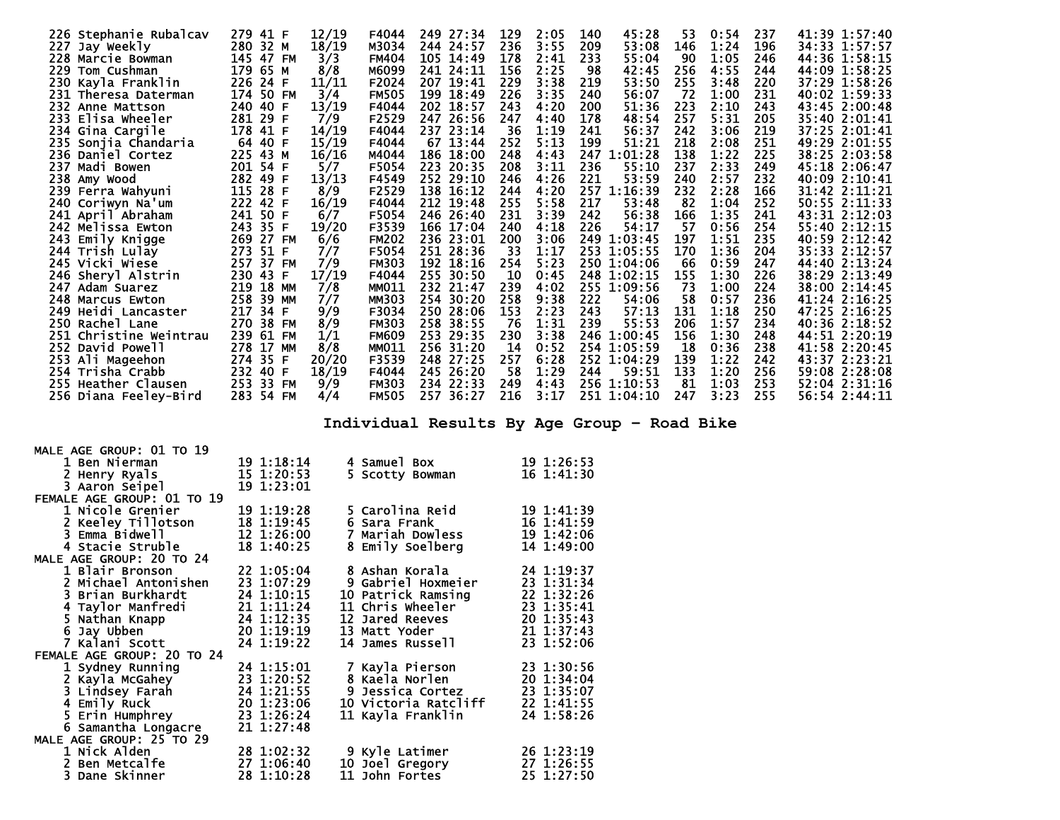| | | | | | | | | | | | | | | | | | |
|---|---|---|---|---|---|---|---|---|---|---|---|---|---|---|---|---|---|
| 226 | Stephanie Rubalcav | 279 | 41 | F | 12/19 | F4044 | 249 | 27:34 | 129 | 2:05 | 140 | 45:28 | 53 | 0:54 | 237 | 41:39 | 1:57:40 |
| 227 | Jay Weekly | 280 | 32 | M | 18/19 | M3034 | 244 | 24:57 | 236 | 3:55 | 209 | 53:08 | 146 | 1:24 | 196 | 34:33 | 1:57:57 |
| 228 | Marcie Bowman | 145 | 47 | FM | 3/3 | FM404 | 105 | 14:49 | 178 | 2:41 | 233 | 55:04 | 90 | 1:05 | 246 | 44:36 | 1:58:15 |
| 229 | Tom Cushman | 179 | 65 | M | 8/8 | M6099 | 241 | 24:11 | 156 | 2:25 | 98 | 42:45 | 256 | 4:55 | 244 | 44:09 | 1:58:25 |
| 230 | Kayla Franklin | 226 | 24 | F | 11/11 | F2024 | 207 | 19:41 | 229 | 3:38 | 219 | 53:50 | 255 | 3:48 | 220 | 37:29 | 1:58:26 |
| 231 | Theresa Daterman | 174 | 50 | FM | 3/4 | FM505 | 199 | 18:49 | 226 | 3:35 | 240 | 56:07 | 72 | 1:00 | 231 | 40:02 | 1:59:33 |
| 232 | Anne Mattson | 240 | 40 | F | 13/19 | F4044 | 202 | 18:57 | 243 | 4:20 | 200 | 51:36 | 223 | 2:10 | 243 | 43:45 | 2:00:48 |
| 233 | Elisa Wheeler | 281 | 29 | F | 7/9 | F2529 | 247 | 26:56 | 247 | 4:40 | 178 | 48:54 | 257 | 5:31 | 205 | 35:40 | 2:01:41 |
| 234 | Gina Cargile | 178 | 41 | F | 14/19 | F4044 | 237 | 23:14 | 36 | 1:19 | 241 | 56:37 | 242 | 3:06 | 219 | 37:25 | 2:01:41 |
| 235 | Sonjia Chandaria | 64 | 40 | F | 15/19 | F4044 | 67 | 13:44 | 252 | 5:13 | 199 | 51:21 | 218 | 2:08 | 251 | 49:29 | 2:01:55 |
| 236 | Daniel Cortez | 225 | 43 | M | 16/16 | M4044 | 186 | 18:00 | 248 | 4:43 | 247 | 1:01:28 | 138 | 1:22 | 225 | 38:25 | 2:03:58 |
| 237 | Madi Bowen | 201 | 54 | F | 5/7 | F5054 | 223 | 20:35 | 208 | 3:11 | 236 | 55:10 | 237 | 2:33 | 249 | 45:18 | 2:06:47 |
| 238 | Amy Wood | 282 | 49 | F | 13/13 | F4549 | 252 | 29:10 | 246 | 4:26 | 221 | 53:59 | 240 | 2:57 | 232 | 40:09 | 2:10:41 |
| 239 | Ferra Wahyuni | 115 | 28 | F | 8/9 | F2529 | 138 | 16:12 | 244 | 4:20 | 257 | 1:16:39 | 232 | 2:28 | 166 | 31:42 | 2:11:21 |
| 240 | Coriwyn Na'um | 222 | 42 | F | 16/19 | F4044 | 212 | 19:48 | 255 | 5:58 | 217 | 53:48 | 82 | 1:04 | 252 | 50:55 | 2:11:33 |
| 241 | April Abraham | 241 | 50 | F | 6/7 | F5054 | 246 | 26:40 | 231 | 3:39 | 242 | 56:38 | 166 | 1:35 | 241 | 43:31 | 2:12:03 |
| 242 | Melissa Ewton | 243 | 35 | F | 19/20 | F3539 | 166 | 17:04 | 240 | 4:18 | 226 | 54:17 | 57 | 0:56 | 254 | 55:40 | 2:12:15 |
| 243 | Emily Knigge | 269 | 27 | FM | 6/6 | FM202 | 236 | 23:01 | 200 | 3:06 | 249 | 1:03:45 | 197 | 1:51 | 235 | 40:59 | 2:12:42 |
| 244 | Trish Lulay | 273 | 51 | F | 7/7 | F5054 | 251 | 28:36 | 33 | 1:17 | 253 | 1:05:55 | 170 | 1:36 | 204 | 35:33 | 2:12:57 |
| 245 | Vicki Wiese | 257 | 37 | FM | 7/9 | FM303 | 192 | 18:16 | 254 | 5:23 | 250 | 1:04:06 | 66 | 0:59 | 247 | 44:40 | 2:13:24 |
| 246 | Sheryl Alstrin | 230 | 43 | F | 17/19 | F4044 | 255 | 30:50 | 10 | 0:45 | 248 | 1:02:15 | 155 | 1:30 | 226 | 38:29 | 2:13:49 |
| 247 | Adam Suarez | 219 | 18 | MM | 7/8 | MM011 | 232 | 21:47 | 239 | 4:02 | 255 | 1:09:56 | 73 | 1:00 | 224 | 38:00 | 2:14:45 |
| 248 | Marcus Ewton | 258 | 39 | MM | 7/7 | MM303 | 254 | 30:20 | 258 | 9:38 | 222 | 54:06 | 58 | 0:57 | 236 | 41:24 | 2:16:25 |
| 249 | Heidi Lancaster | 217 | 34 | F | 9/9 | F3034 | 250 | 28:06 | 153 | 2:23 | 243 | 57:13 | 131 | 1:18 | 250 | 47:25 | 2:16:25 |
| 250 | Rachel Lane | 270 | 38 | FM | 8/9 | FM303 | 258 | 38:55 | 76 | 1:31 | 239 | 55:53 | 206 | 1:57 | 234 | 40:36 | 2:18:52 |
| 251 | Christine Weintrau | 239 | 61 | FM | 1/1 | FM609 | 253 | 29:35 | 230 | 3:38 | 246 | 1:00:45 | 156 | 1:30 | 248 | 44:51 | 2:20:19 |
| 252 | David Powell | 278 | 17 | MM | 8/8 | MM011 | 256 | 31:20 | 14 | 0:52 | 254 | 1:05:59 | 18 | 0:36 | 238 | 41:58 | 2:20:45 |
| 253 | Ali Mageehon | 274 | 35 | F | 20/20 | F3539 | 248 | 27:25 | 257 | 6:28 | 252 | 1:04:29 | 139 | 1:22 | 242 | 43:37 | 2:23:21 |
| 254 | Trisha Crabb | 232 | 40 | F | 18/19 | F4044 | 245 | 26:20 | 58 | 1:29 | 244 | 59:51 | 133 | 1:20 | 256 | 59:08 | 2:28:08 |
| 255 | Heather Clausen | 253 | 33 | FM | 9/9 | FM303 | 234 | 22:33 | 249 | 4:43 | 256 | 1:10:53 | 81 | 1:03 | 253 | 52:04 | 2:31:16 |
| 256 | Diana Feeley-Bird | 283 | 54 | FM | 4/4 | FM505 | 257 | 36:27 | 216 | 3:17 | 251 | 1:04:10 | 247 | 3:23 | 255 | 56:54 | 2:44:11 |

## Individual Results By Age Group - Road Bike

MALE AGE GROUP: 01 TO 19

| Place | Name | Age | Time | Place | Name | Age | Time |
|---|---|---|---|---|---|---|---|
| 1 | Ben Nierman | 19 | 1:18:14 | 4 | Samuel Box | 19 | 1:26:53 |
| 2 | Henry Ryals | 15 | 1:20:53 | 5 | Scotty Bowman | 16 | 1:41:30 |
| 3 | Aaron Seipel | 19 | 1:23:01 | | | | |

FEMALE AGE GROUP: 01 TO 19

| Place | Name | Age | Time | Place | Name | Age | Time |
|---|---|---|---|---|---|---|---|
| 1 | Nicole Grenier | 19 | 1:19:28 | 5 | Carolina Reid | 19 | 1:41:39 |
| 2 | Keeley Tillotson | 18 | 1:19:45 | 6 | Sara Frank | 16 | 1:41:59 |
| 3 | Emma Bidwell | 12 | 1:26:00 | 7 | Mariah Dowless | 19 | 1:42:06 |
| 4 | Stacie Struble | 18 | 1:40:25 | 8 | Emily Soelberg | 14 | 1:49:00 |

MALE AGE GROUP: 20 TO 24

| Place | Name | Age | Time | Place | Name | Age | Time |
|---|---|---|---|---|---|---|---|
| 1 | Blair Bronson | 22 | 1:05:04 | 8 | Ashan Korala | 24 | 1:19:37 |
| 2 | Michael Antonishen | 23 | 1:07:29 | 9 | Gabriel Hoxmeier | 23 | 1:31:34 |
| 3 | Brian Burkhardt | 24 | 1:10:15 | 10 | Patrick Ramsing | 22 | 1:32:26 |
| 4 | Taylor Manfredi | 21 | 1:11:24 | 11 | Chris Wheeler | 23 | 1:35:41 |
| 5 | Nathan Knapp | 24 | 1:12:35 | 12 | Jared Reeves | 20 | 1:35:43 |
| 6 | Jay Ubben | 20 | 1:19:19 | 13 | Matt Yoder | 21 | 1:37:43 |
| 7 | Kalani Scott | 24 | 1:19:22 | 14 | James Russell | 23 | 1:52:06 |

FEMALE AGE GROUP: 20 TO 24

| Place | Name | Age | Time | Place | Name | Age | Time |
|---|---|---|---|---|---|---|---|
| 1 | Sydney Running | 24 | 1:15:01 | 7 | Kayla Pierson | 23 | 1:30:56 |
| 2 | Kayla McGahey | 23 | 1:20:52 | 8 | Kaela Norlen | 20 | 1:34:04 |
| 3 | Lindsey Farah | 24 | 1:21:55 | 9 | Jessica Cortez | 23 | 1:35:07 |
| 4 | Emily Ruck | 20 | 1:23:06 | 10 | Victoria Ratcliff | 22 | 1:41:55 |
| 5 | Erin Humphrey | 23 | 1:26:24 | 11 | Kayla Franklin | 24 | 1:58:26 |
| 6 | Samantha Longacre | 21 | 1:27:48 | | | | |

MALE AGE GROUP: 25 TO 29

| Place | Name | Age | Time | Place | Name | Age | Time |
|---|---|---|---|---|---|---|---|
| 1 | Nick Alden | 28 | 1:02:32 | 9 | Kyle Latimer | 26 | 1:23:19 |
| 2 | Ben Metcalfe | 27 | 1:06:40 | 10 | Joel Gregory | 27 | 1:26:55 |
| 3 | Dane Skinner | 28 | 1:10:28 | 11 | John Fortes | 25 | 1:27:50 |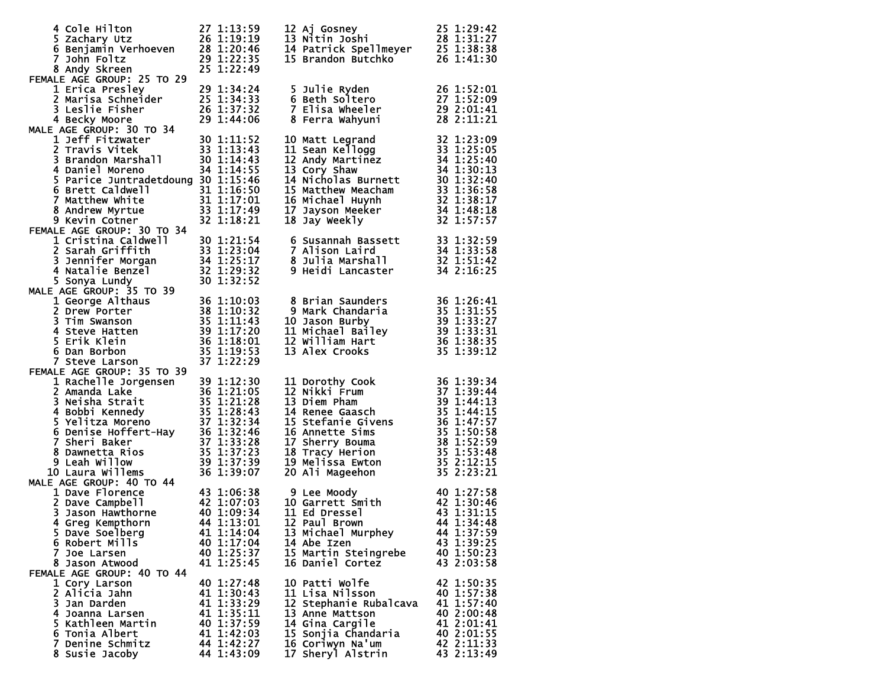| Place | Name | Age | Time | Place | Name | Age | Time |
|---|---|---|---|---|---|---|---|
| 4 | Cole Hilton | 27 | 1:13:59 | 12 | Aj Gosney | 25 | 1:29:42 |
| 5 | Zachary Utz | 26 | 1:19:19 | 13 | Nitin Joshi | 28 | 1:31:27 |
| 6 | Benjamin Verhoeven | 28 | 1:20:46 | 14 | Patrick Spellmeyer | 25 | 1:38:38 |
| 7 | John Foltz | 29 | 1:22:35 | 15 | Brandon Butchko | 26 | 1:41:30 |
| 8 | Andy Skreen | 25 | 1:22:49 | | | | |

**FEMALE AGE GROUP: 25 TO 29**

| Place | Name | Age | Time | Place | Name | Age | Time |
|---|---|---|---|---|---|---|---|
| 1 | Erica Presley | 29 | 1:34:24 | 5 | Julie Ryden | 26 | 1:52:01 |
| 2 | Marisa Schneider | 25 | 1:34:33 | 6 | Beth Soltero | 27 | 1:52:09 |
| 3 | Leslie Fisher | 26 | 1:37:32 | 7 | Elisa Wheeler | 29 | 2:01:41 |
| 4 | Becky Moore | 29 | 1:44:06 | 8 | Ferra Wahyuni | 28 | 2:11:21 |

**MALE AGE GROUP: 30 TO 34**

| Place | Name | Age | Time | Place | Name | Age | Time |
|---|---|---|---|---|---|---|---|
| 1 | Jeff Fitzwater | 30 | 1:11:52 | 10 | Matt Legrand | 32 | 1:23:09 |
| 2 | Travis Vitek | 33 | 1:13:43 | 11 | Sean Kellogg | 33 | 1:25:05 |
| 3 | Brandon Marshall | 30 | 1:14:43 | 12 | Andy Martinez | 34 | 1:25:40 |
| 4 | Daniel Moreno | 34 | 1:14:55 | 13 | Cory Shaw | 34 | 1:30:13 |
| 5 | Parice Juntradetdoung | 30 | 1:15:46 | 14 | Nicholas Burnett | 30 | 1:32:40 |
| 6 | Brett Caldwell | 31 | 1:16:50 | 15 | Matthew Meacham | 33 | 1:36:58 |
| 7 | Matthew White | 31 | 1:17:01 | 16 | Michael Huynh | 32 | 1:38:17 |
| 8 | Andrew Myrtue | 33 | 1:17:49 | 17 | Jayson Meeker | 34 | 1:48:18 |
| 9 | Kevin Cotner | 32 | 1:18:21 | 18 | Jay Weekly | 32 | 1:57:57 |

**FEMALE AGE GROUP: 30 TO 34**

| Place | Name | Age | Time | Place | Name | Age | Time |
|---|---|---|---|---|---|---|---|
| 1 | Cristina Caldwell | 30 | 1:21:54 | 6 | Susannah Bassett | 33 | 1:32:59 |
| 2 | Sarah Griffith | 33 | 1:23:04 | 7 | Alison Laird | 34 | 1:33:58 |
| 3 | Jennifer Morgan | 34 | 1:25:17 | 8 | Julia Marshall | 32 | 1:51:42 |
| 4 | Natalie Benzel | 32 | 1:29:32 | 9 | Heidi Lancaster | 34 | 2:16:25 |
| 5 | Sonya Lundy | 30 | 1:32:52 | | | | |

**MALE AGE GROUP: 35 TO 39**

| Place | Name | Age | Time | Place | Name | Age | Time |
|---|---|---|---|---|---|---|---|
| 1 | George Althaus | 36 | 1:10:03 | 8 | Brian Saunders | 36 | 1:26:41 |
| 2 | Drew Porter | 38 | 1:10:32 | 9 | Mark Chandaria | 35 | 1:31:55 |
| 3 | Tim Swanson | 35 | 1:11:43 | 10 | Jason Burby | 39 | 1:33:27 |
| 4 | Steve Hatten | 39 | 1:17:20 | 11 | Michael Bailey | 39 | 1:33:31 |
| 5 | Erik Klein | 36 | 1:18:01 | 12 | William Hart | 36 | 1:38:35 |
| 6 | Dan Borbon | 35 | 1:19:53 | 13 | Alex Crooks | 35 | 1:39:12 |
| 7 | Steve Larson | 37 | 1:22:29 | | | | |

**FEMALE AGE GROUP: 35 TO 39**

| Place | Name | Age | Time | Place | Name | Age | Time |
|---|---|---|---|---|---|---|---|
| 1 | Rachelle Jorgensen | 39 | 1:12:30 | 11 | Dorothy Cook | 36 | 1:39:34 |
| 2 | Amanda Lake | 36 | 1:21:05 | 12 | Nikki Frum | 37 | 1:39:44 |
| 3 | Neisha Strait | 35 | 1:21:28 | 13 | Diem Pham | 39 | 1:44:13 |
| 4 | Bobbi Kennedy | 35 | 1:28:43 | 14 | Renee Gaasch | 35 | 1:44:15 |
| 5 | Yelitza Moreno | 37 | 1:32:34 | 15 | Stefanie Givens | 36 | 1:47:57 |
| 6 | Denise Hoffert-Hay | 36 | 1:32:46 | 16 | Annette Sims | 35 | 1:50:58 |
| 7 | Sheri Baker | 37 | 1:33:28 | 17 | Sherry Bouma | 38 | 1:52:59 |
| 8 | Dawnetta Rios | 35 | 1:37:23 | 18 | Tracy Herion | 35 | 1:53:48 |
| 9 | Leah Willow | 39 | 1:37:39 | 19 | Melissa Ewton | 35 | 2:12:15 |
| 10 | Laura Willems | 36 | 1:39:07 | 20 | Ali Mageehon | 35 | 2:23:21 |

**MALE AGE GROUP: 40 TO 44**

| Place | Name | Age | Time | Place | Name | Age | Time |
|---|---|---|---|---|---|---|---|
| 1 | Dave Florence | 43 | 1:06:38 | 9 | Lee Moody | 40 | 1:27:58 |
| 2 | Dave Campbell | 42 | 1:07:03 | 10 | Garrett Smith | 42 | 1:30:46 |
| 3 | Jason Hawthorne | 40 | 1:09:34 | 11 | Ed Dressel | 43 | 1:31:15 |
| 4 | Greg Kempthorn | 44 | 1:13:01 | 12 | Paul Brown | 44 | 1:34:48 |
| 5 | Dave Soelberg | 41 | 1:14:04 | 13 | Michael Murphey | 44 | 1:37:59 |
| 6 | Robert Mills | 40 | 1:17:04 | 14 | Abe Izen | 43 | 1:39:25 |
| 7 | Joe Larsen | 40 | 1:25:37 | 15 | Martin Steingrebe | 40 | 1:50:23 |
| 8 | Jason Atwood | 41 | 1:25:45 | 16 | Daniel Cortez | 43 | 2:03:58 |

**FEMALE AGE GROUP: 40 TO 44**

| Place | Name | Age | Time | Place | Name | Age | Time |
|---|---|---|---|---|---|---|---|
| 1 | Cory Larson | 40 | 1:27:48 | 10 | Patti Wolfe | 42 | 1:50:35 |
| 2 | Alicia Jahn | 41 | 1:30:43 | 11 | Lisa Nilsson | 40 | 1:57:38 |
| 3 | Jan Darden | 41 | 1:33:29 | 12 | Stephanie Rubalcava | 41 | 1:57:40 |
| 4 | Joanna Larsen | 41 | 1:35:11 | 13 | Anne Mattson | 40 | 2:00:48 |
| 5 | Kathleen Martin | 40 | 1:37:59 | 14 | Gina Cargile | 41 | 2:01:41 |
| 6 | Tonia Albert | 41 | 1:42:03 | 15 | Sonjia Chandaria | 40 | 2:01:55 |
| 7 | Denine Schmitz | 44 | 1:42:27 | 16 | Coriwyn Na'um | 42 | 2:11:33 |
| 8 | Susie Jacoby | 44 | 1:43:09 | 17 | Sheryl Alstrin | 43 | 2:13:49 |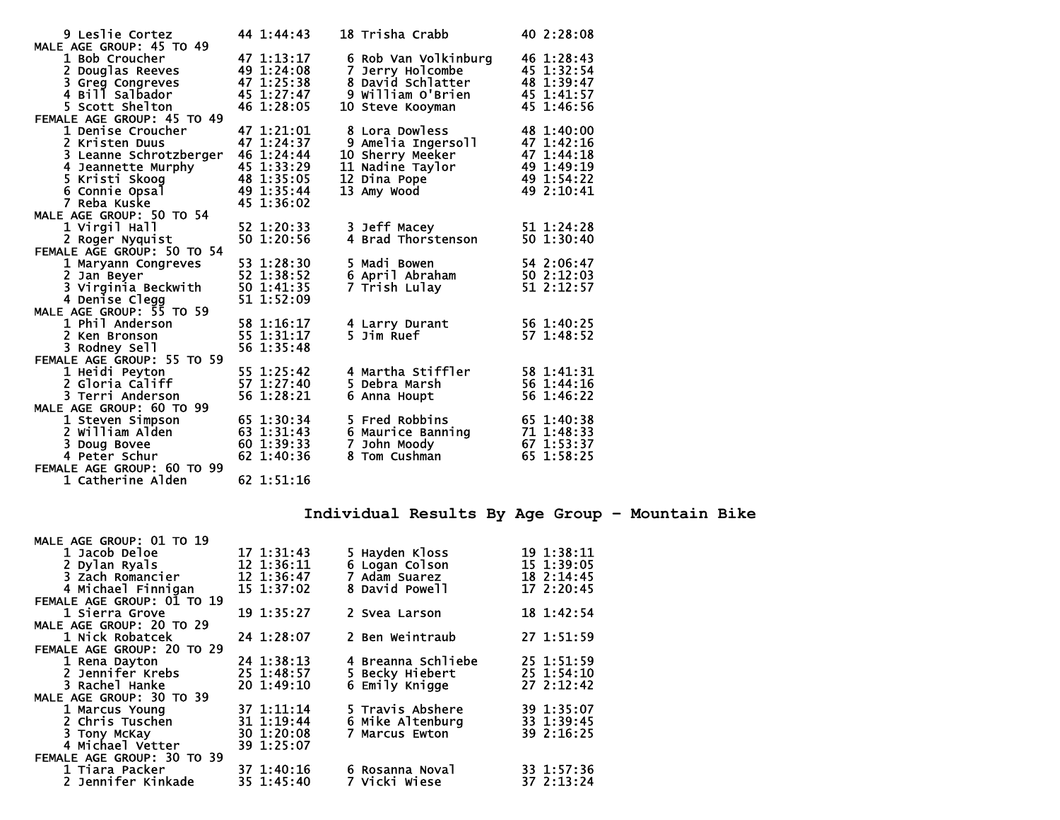| Place | Name | Age | Time | Place | Name | Age | Time |
|---|---|---|---|---|---|---|---|
| 9 | Leslie Cortez | 44 | 1:44:43 | 18 | Trisha Crabb | 40 | 2:28:08 |

**MALE AGE GROUP: 45 TO 49**

| Place | Name | Age | Time | Place | Name | Age | Time |
|---|---|---|---|---|---|---|---|
| 1 | Bob Croucher | 47 | 1:13:17 | 6 | Rob Van Volkinburg | 46 | 1:28:43 |
| 2 | Douglas Reeves | 49 | 1:24:08 | 7 | Jerry Holcombe | 45 | 1:32:54 |
| 3 | Greg Congreves | 47 | 1:25:38 | 8 | David Schlatter | 48 | 1:39:47 |
| 4 | Bill Salbador | 45 | 1:27:47 | 9 | William O'Brien | 45 | 1:41:57 |
| 5 | Scott Shelton | 46 | 1:28:05 | 10 | Steve Kooyman | 45 | 1:46:56 |

**FEMALE AGE GROUP: 45 TO 49**

| Place | Name | Age | Time | Place | Name | Age | Time |
|---|---|---|---|---|---|---|---|
| 1 | Denise Croucher | 47 | 1:21:01 | 8 | Lora Dowless | 48 | 1:40:00 |
| 2 | Kristen Duus | 47 | 1:24:37 | 9 | Amelia Ingersoll | 47 | 1:42:16 |
| 3 | Leanne Schrotzberger | 46 | 1:24:44 | 10 | Sherry Meeker | 47 | 1:44:18 |
| 4 | Jeannette Murphy | 45 | 1:33:29 | 11 | Nadine Taylor | 49 | 1:49:19 |
| 5 | Kristi Skoog | 48 | 1:35:05 | 12 | Dina Pope | 49 | 1:54:22 |
| 6 | Connie Opsal | 49 | 1:35:44 | 13 | Amy Wood | 49 | 2:10:41 |
| 7 | Reba Kuske | 45 | 1:36:02 | | | | |

**MALE AGE GROUP: 50 TO 54**

| Place | Name | Age | Time | Place | Name | Age | Time |
|---|---|---|---|---|---|---|---|
| 1 | Virgil Hall | 52 | 1:20:33 | 3 | Jeff Macey | 51 | 1:24:28 |
| 2 | Roger Nyquist | 50 | 1:20:56 | 4 | Brad Thorstenson | 50 | 1:30:40 |

**FEMALE AGE GROUP: 50 TO 54**

| Place | Name | Age | Time | Place | Name | Age | Time |
|---|---|---|---|---|---|---|---|
| 1 | Maryann Congreves | 53 | 1:28:30 | 5 | Madi Bowen | 54 | 2:06:47 |
| 2 | Jan Beyer | 52 | 1:38:52 | 6 | April Abraham | 50 | 2:12:03 |
| 3 | Virginia Beckwith | 50 | 1:41:35 | 7 | Trish Lulay | 51 | 2:12:57 |
| 4 | Denise Clegg | 51 | 1:52:09 | | | | |

**MALE AGE GROUP: 55 TO 59**

| Place | Name | Age | Time | Place | Name | Age | Time |
|---|---|---|---|---|---|---|---|
| 1 | Phil Anderson | 58 | 1:16:17 | 4 | Larry Durant | 56 | 1:40:25 |
| 2 | Ken Bronson | 55 | 1:31:17 | 5 | Jim Ruef | 57 | 1:48:52 |
| 3 | Rodney Sell | 56 | 1:35:48 | | | | |

**FEMALE AGE GROUP: 55 TO 59**

| Place | Name | Age | Time | Place | Name | Age | Time |
|---|---|---|---|---|---|---|---|
| 1 | Heidi Peyton | 55 | 1:25:42 | 4 | Martha Stiffler | 58 | 1:41:31 |
| 2 | Gloria Califf | 57 | 1:27:40 | 5 | Debra Marsh | 56 | 1:44:16 |
| 3 | Terri Anderson | 56 | 1:28:21 | 6 | Anna Houpt | 56 | 1:46:22 |

**MALE AGE GROUP: 60 TO 99**

| Place | Name | Age | Time | Place | Name | Age | Time |
|---|---|---|---|---|---|---|---|
| 1 | Steven Simpson | 65 | 1:30:34 | 5 | Fred Robbins | 65 | 1:40:38 |
| 2 | William Alden | 63 | 1:31:43 | 6 | Maurice Banning | 71 | 1:48:33 |
| 3 | Doug Bovee | 60 | 1:39:33 | 7 | John Moody | 67 | 1:53:37 |
| 4 | Peter Schur | 62 | 1:40:36 | 8 | Tom Cushman | 65 | 1:58:25 |

**FEMALE AGE GROUP: 60 TO 99**

| Place | Name | Age | Time |
|---|---|---|---|
| 1 | Catherine Alden | 62 | 1:51:16 |

## Individual Results By Age Group - Mountain Bike

**MALE AGE GROUP: 01 TO 19**

| Place | Name | Age | Time | Place | Name | Age | Time |
|---|---|---|---|---|---|---|---|
| 1 | Jacob Deloe | 17 | 1:31:43 | 5 | Hayden Kloss | 19 | 1:38:11 |
| 2 | Dylan Ryals | 12 | 1:36:11 | 6 | Logan Colson | 15 | 1:39:05 |
| 3 | Zach Romancier | 12 | 1:36:47 | 7 | Adam Suarez | 18 | 2:14:45 |
| 4 | Michael Finnigan | 15 | 1:37:02 | 8 | David Powell | 17 | 2:20:45 |

**FEMALE AGE GROUP: 01 TO 19**

| Place | Name | Age | Time | Place | Name | Age | Time |
|---|---|---|---|---|---|---|---|
| 1 | Sierra Grove | 19 | 1:35:27 | 2 | Svea Larson | 18 | 1:42:54 |

**MALE AGE GROUP: 20 TO 29**

| Place | Name | Age | Time | Place | Name | Age | Time |
|---|---|---|---|---|---|---|---|
| 1 | Nick Robatcek | 24 | 1:28:07 | 2 | Ben Weintraub | 27 | 1:51:59 |

**FEMALE AGE GROUP: 20 TO 29**

| Place | Name | Age | Time | Place | Name | Age | Time |
|---|---|---|---|---|---|---|---|
| 1 | Rena Dayton | 24 | 1:38:13 | 4 | Breanna Schliebe | 25 | 1:51:59 |
| 2 | Jennifer Krebs | 25 | 1:48:57 | 5 | Becky Hiebert | 25 | 1:54:10 |
| 3 | Rachel Hanke | 20 | 1:49:10 | 6 | Emily Knigge | 27 | 2:12:42 |

**MALE AGE GROUP: 30 TO 39**

| Place | Name | Age | Time | Place | Name | Age | Time |
|---|---|---|---|---|---|---|---|
| 1 | Marcus Young | 37 | 1:11:14 | 5 | Travis Abshere | 39 | 1:35:07 |
| 2 | Chris Tuschen | 31 | 1:19:44 | 6 | Mike Altenburg | 33 | 1:39:45 |
| 3 | Tony McKay | 30 | 1:20:08 | 7 | Marcus Ewton | 39 | 2:16:25 |
| 4 | Michael Vetter | 39 | 1:25:07 | | | | |

**FEMALE AGE GROUP: 30 TO 39**

| Place | Name | Age | Time | Place | Name | Age | Time |
|---|---|---|---|---|---|---|---|
| 1 | Tiara Packer | 37 | 1:40:16 | 6 | Rosanna Noval | 33 | 1:57:36 |
| 2 | Jennifer Kinkade | 35 | 1:45:40 | 7 | Vicki Wiese | 37 | 2:13:24 |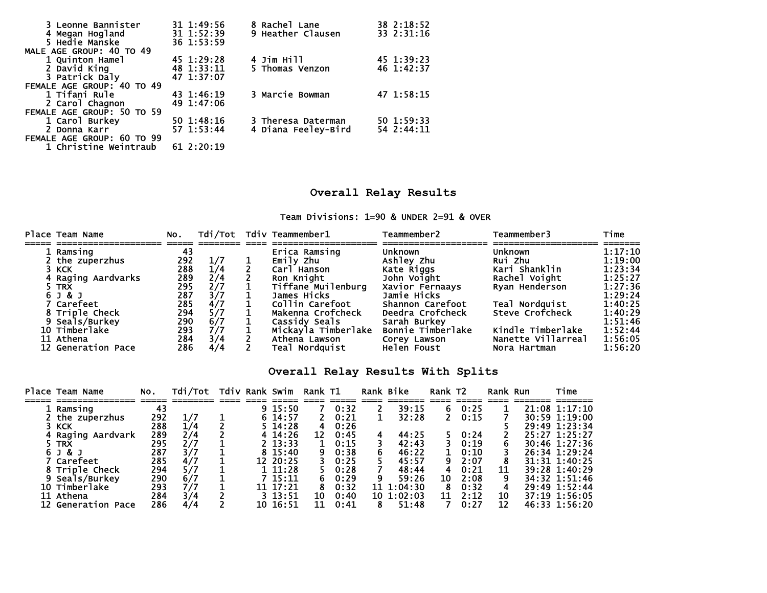3 Leonne Bannister 31 1:49:56
4 Megan Hogland 31 1:52:39
5 Hedie Manske 36 1:53:59
8 Rachel Lane 38 2:18:52
9 Heather Clausen 33 2:31:16

MALE AGE GROUP: 40 TO 49

1 Quinton Hamel 45 1:29:28
2 David King 48 1:33:11
3 Patrick Daly 47 1:37:07
4 Jim Hill 45 1:39:23
5 Thomas Venzon 46 1:42:37

FEMALE AGE GROUP: 40 TO 49

1 Tifani Rule 43 1:46:19
2 Carol Chagnon 49 1:47:06
3 Marcie Bowman 47 1:58:15

FEMALE AGE GROUP: 50 TO 59

1 Carol Burkey 50 1:48:16
2 Donna Karr 57 1:53:44
3 Theresa Daterman 50 1:59:33
4 Diana Feeley-Bird 54 2:44:11

FEMALE AGE GROUP: 60 TO 99

1 Christine Weintraub 61 2:20:19

## Overall Relay Results

Team Divisions: 1=90 & UNDER 2=91 & OVER

| Place | Team Name | No. | Tdi/Tot | Tdiv | Teammember1 | Teammember2 | Teammember3 | Time |
|---|---|---|---|---|---|---|---|---|
| 1 | Ramsing | 43 | | | Erica Ramsing | Unknown | Unknown | 1:17:10 |
| 2 | the zuperzhus | 292 | 1/7 | 1 | Emily Zhu | Ashley Zhu | Rui Zhu | 1:19:00 |
| 3 | KCK | 288 | 1/4 | 2 | Carl Hanson | Kate Riggs | Kari Shanklin | 1:23:34 |
| 4 | Raging Aardvarks | 289 | 2/4 | 2 | Ron Knight | John Voight | Rachel Voight | 1:25:27 |
| 5 | TRX | 295 | 2/7 | 1 | Tiffane Muilenburg | Xavior Fernaays | Ryan Henderson | 1:27:36 |
| 6 | J & J | 287 | 3/7 | 1 | James Hicks | Jamie Hicks | | 1:29:24 |
| 7 | Carefeet | 285 | 4/7 | 1 | Collin Carefoot | Shannon Carefoot | Teal Nordquist | 1:40:25 |
| 8 | Triple Check | 294 | 5/7 | 1 | Makenna Crofcheck | Deedra Crofcheck | Steve Crofcheck | 1:40:29 |
| 9 | Seals/Burkey | 290 | 6/7 | 1 | Cassidy Seals | Sarah Burkey | | 1:51:46 |
| 10 | Timberlake | 293 | 7/7 | 1 | Mickayla Timberlake | Bonnie Timberlake | Kindle Timberlake | 1:52:44 |
| 11 | Athena | 284 | 3/4 | 2 | Athena Lawson | Corey Lawson | Nanette Villarreal | 1:56:05 |
| 12 | Generation Pace | 286 | 4/4 | 2 | Teal Nordquist | Helen Foust | Nora Hartman | 1:56:20 |

## Overall Relay Results With Splits

| Place | Team Name | No. | Tdi/Tot | Tdiv | Rank | Swim | Rank | T1 | Rank | Bike | Rank | T2 | Rank | Run | Time |
|---|---|---|---|---|---|---|---|---|---|---|---|---|---|---|---|
| 1 | Ramsing | 43 | | | 9 | 15:50 | 7 | 0:32 | 2 | 39:15 | 6 | 0:25 | 1 | 21:08 | 1:17:10 |
| 2 | the zuperzhus | 292 | 1/7 | 1 | 6 | 14:57 | 2 | 0:21 | 1 | 32:28 | 2 | 0:15 | 7 | 30:59 | 1:19:00 |
| 3 | KCK | 288 | 1/4 | 2 | 5 | 14:28 | 4 | 0:26 | | | | | 5 | 29:49 | 1:23:34 |
| 4 | Raging Aardvark | 289 | 2/4 | 2 | 4 | 14:26 | 12 | 0:45 | 4 | 44:25 | 5 | 0:24 | 2 | 25:27 | 1:25:27 |
| 5 | TRX | 295 | 2/7 | 1 | 2 | 13:33 | 1 | 0:15 | 3 | 42:43 | 3 | 0:19 | 6 | 30:46 | 1:27:36 |
| 6 | J & J | 287 | 3/7 | 1 | 8 | 15:40 | 9 | 0:38 | 6 | 46:22 | 1 | 0:10 | 3 | 26:34 | 1:29:24 |
| 7 | Carefeet | 285 | 4/7 | 1 | 12 | 20:25 | 3 | 0:25 | 5 | 45:57 | 9 | 2:07 | 8 | 31:31 | 1:40:25 |
| 8 | Triple Check | 294 | 5/7 | 1 | 1 | 11:28 | 5 | 0:28 | 7 | 48:44 | 4 | 0:21 | 11 | 39:28 | 1:40:29 |
| 9 | Seals/Burkey | 290 | 6/7 | 1 | 7 | 15:11 | 6 | 0:29 | 9 | 59:26 | 10 | 2:08 | 9 | 34:32 | 1:51:46 |
| 10 | Timberlake | 293 | 7/7 | 1 | 11 | 17:21 | 8 | 0:32 | 11 | 1:04:30 | 8 | 0:32 | 4 | 29:49 | 1:52:44 |
| 11 | Athena | 284 | 3/4 | 2 | 3 | 13:51 | 10 | 0:40 | 10 | 1:02:03 | 11 | 2:12 | 10 | 37:19 | 1:56:05 |
| 12 | Generation Pace | 286 | 4/4 | 2 | 10 | 16:51 | 11 | 0:41 | 8 | 51:48 | 7 | 0:27 | 12 | 46:33 | 1:56:20 |